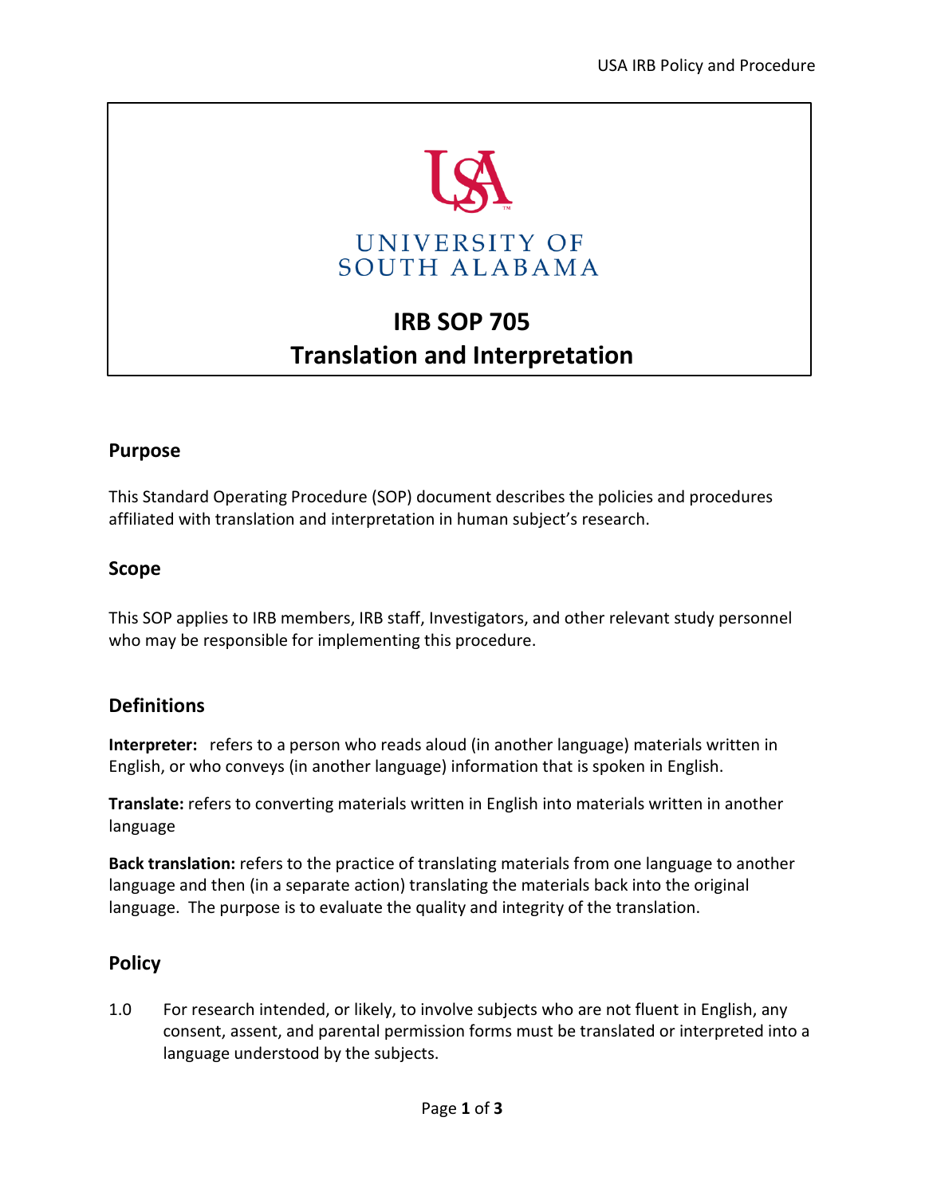UNIVERSITY OF SOUTH ALABAMA

# IRB SOP 705
# Translation and Interpretation

## Purpose

This Standard Operating Procedure (SOP) document describes the policies and procedures affiliated with translation and interpretation in human subject's research.

## Scope

This SOP applies to IRB members, IRB staff, Investigators, and other relevant study personnel who may be responsible for implementing this procedure.

## Definitions

**Interpreter:** refers to a person who reads aloud (in another language) materials written in English, or who conveys (in another language) information that is spoken in English.

**Translate:** refers to converting materials written in English into materials written in another language

**Back translation:** refers to the practice of translating materials from one language to another language and then (in a separate action) translating the materials back into the original language. The purpose is to evaluate the quality and integrity of the translation.

## Policy

1.0 For research intended, or likely, to involve subjects who are not fluent in English, any consent, assent, and parental permission forms must be translated or interpreted into a language understood by the subjects.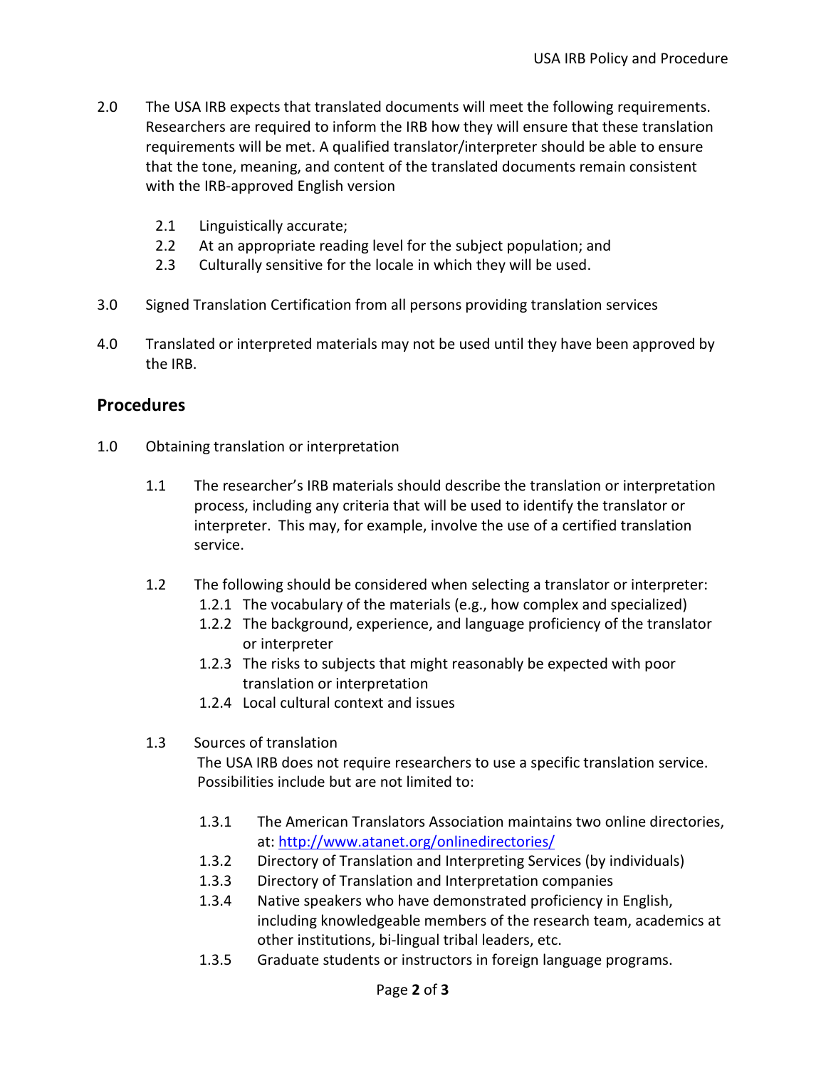2.0 The USA IRB expects that translated documents will meet the following requirements. Researchers are required to inform the IRB how they will ensure that these translation requirements will be met. A qualified translator/interpreter should be able to ensure that the tone, meaning, and content of the translated documents remain consistent with the IRB-approved English version

  2.1 Linguistically accurate;
  2.2 At an appropriate reading level for the subject population; and
  2.3 Culturally sensitive for the locale in which they will be used.

3.0 Signed Translation Certification from all persons providing translation services

4.0 Translated or interpreted materials may not be used until they have been approved by the IRB.

## Procedures

1.0 Obtaining translation or interpretation

  1.1 The researcher's IRB materials should describe the translation or interpretation process, including any criteria that will be used to identify the translator or interpreter. This may, for example, involve the use of a certified translation service.

  1.2 The following should be considered when selecting a translator or interpreter:
    1.2.1 The vocabulary of the materials (e.g., how complex and specialized)
    1.2.2 The background, experience, and language proficiency of the translator or interpreter
    1.2.3 The risks to subjects that might reasonably be expected with poor translation or interpretation
    1.2.4 Local cultural context and issues

  1.3 Sources of translation
  The USA IRB does not require researchers to use a specific translation service. Possibilities include but are not limited to:

    1.3.1 The American Translators Association maintains two online directories, at: [http://www.atanet.org/onlinedirectories/](http://www.atanet.org/onlinedirectories/)
    1.3.2 Directory of Translation and Interpreting Services (by individuals)
    1.3.3 Directory of Translation and Interpretation companies
    1.3.4 Native speakers who have demonstrated proficiency in English, including knowledgeable members of the research team, academics at other institutions, bi-lingual tribal leaders, etc.
    1.3.5 Graduate students or instructors in foreign language programs.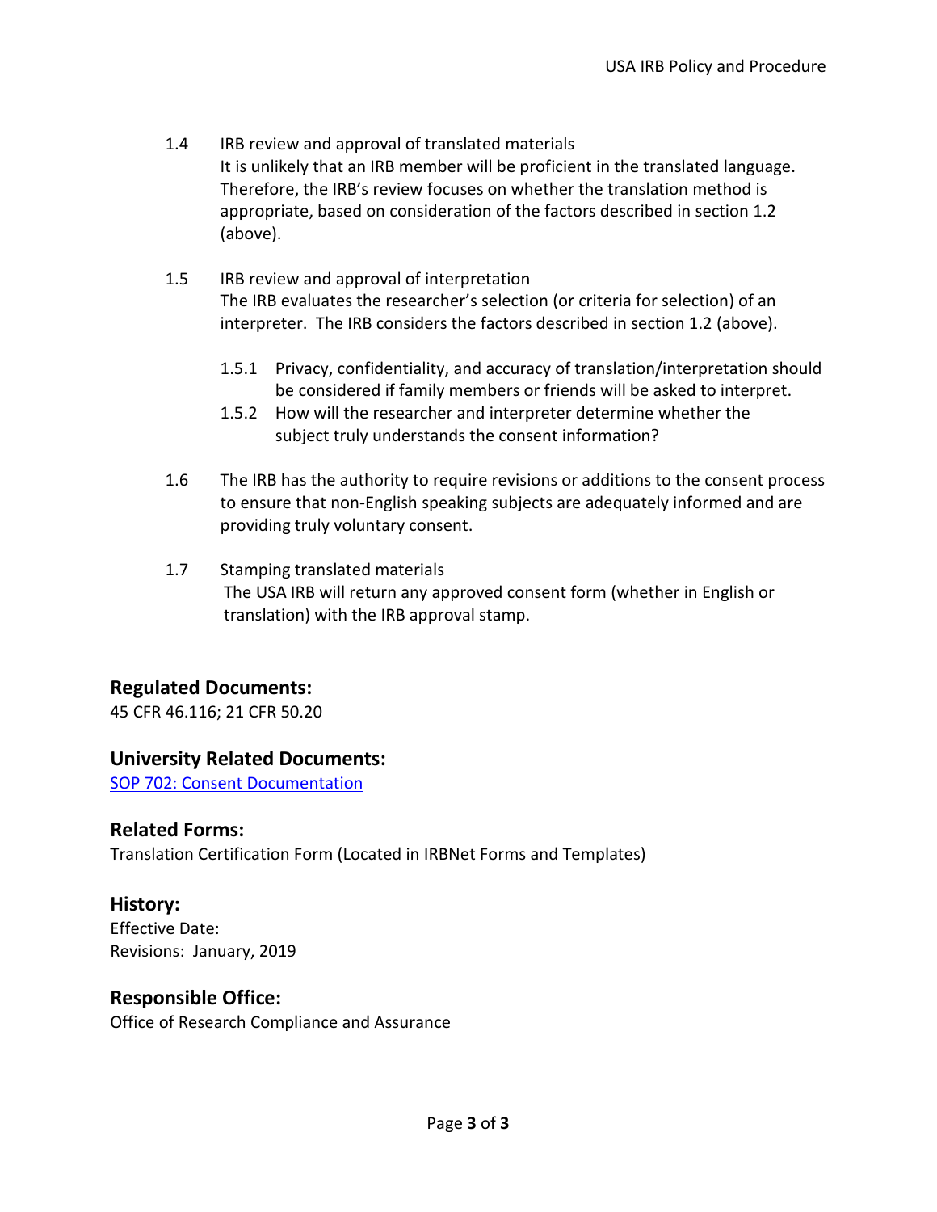1.4 IRB review and approval of translated materials
It is unlikely that an IRB member will be proficient in the translated language. Therefore, the IRB's review focuses on whether the translation method is appropriate, based on consideration of the factors described in section 1.2 (above).

1.5 IRB review and approval of interpretation
The IRB evaluates the researcher's selection (or criteria for selection) of an interpreter. The IRB considers the factors described in section 1.2 (above).

1.5.1 Privacy, confidentiality, and accuracy of translation/interpretation should be considered if family members or friends will be asked to interpret.

1.5.2 How will the researcher and interpreter determine whether the subject truly understands the consent information?

1.6 The IRB has the authority to require revisions or additions to the consent process to ensure that non-English speaking subjects are adequately informed and are providing truly voluntary consent.

1.7 Stamping translated materials
The USA IRB will return any approved consent form (whether in English or translation) with the IRB approval stamp.

## Regulated Documents:

45 CFR 46.116; 21 CFR 50.20

## University Related Documents:

SOP 702: Consent Documentation

## Related Forms:

Translation Certification Form (Located in IRBNet Forms and Templates)

## History:

Effective Date:
Revisions: January, 2019

## Responsible Office:

Office of Research Compliance and Assurance